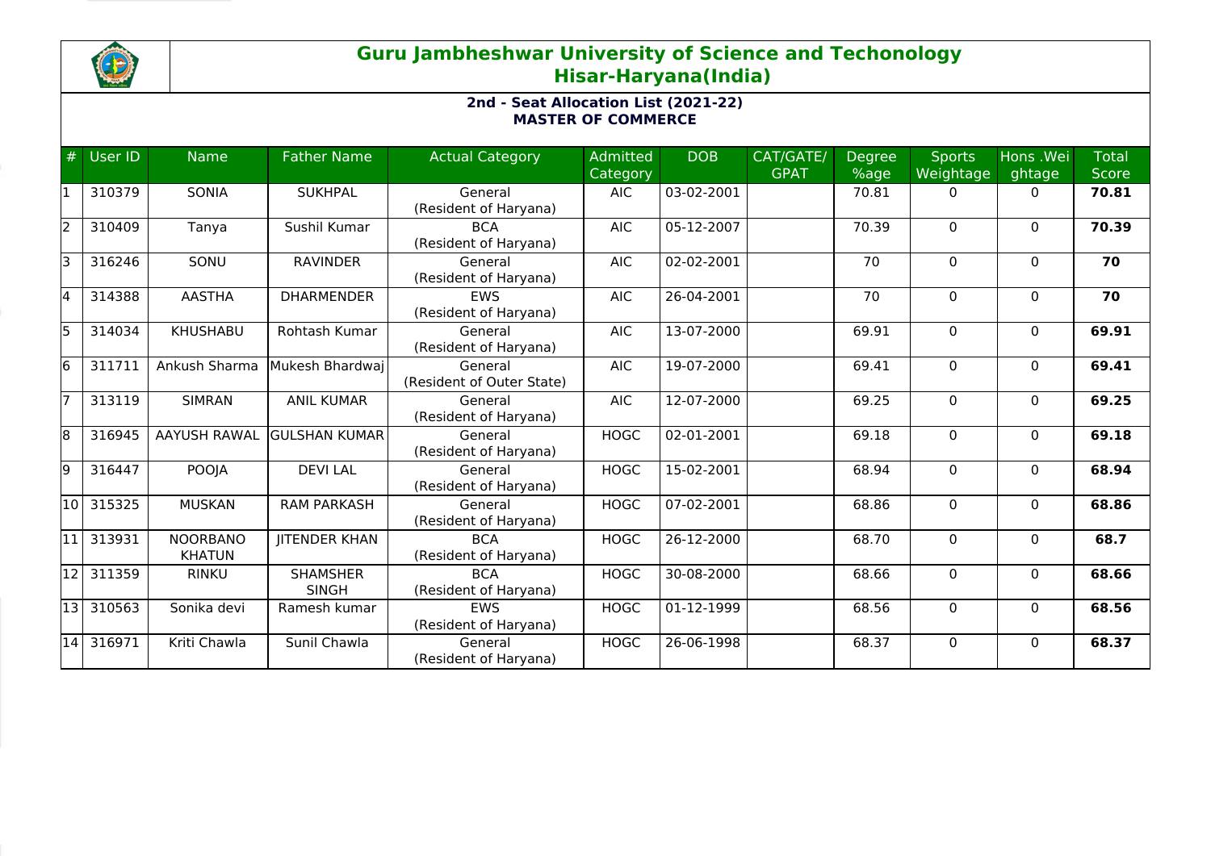# Guru Jambheshwar University of Science and Techonology Hisar-Haryana(India)

## 2nd - Seat Allocation List (2021-22)
## MASTER OF COMMERCE

| # | User ID | Name | Father Name | Actual Category | Admitted Category | DOB | CAT/GATE/GPAT | Degree %age | Sports Weightage | Hons .Weightage | Total Score |
|---|---|---|---|---|---|---|---|---|---|---|---|
| 1 | 310379 | SONIA | SUKHPAL | General (Resident of Haryana) | AIC | 03-02-2001 | | 70.81 | 0 | 0 | **70.81** |
| 2 | 310409 | Tanya | Sushil Kumar | BCA (Resident of Haryana) | AIC | 05-12-2007 | | 70.39 | 0 | 0 | **70.39** |
| 3 | 316246 | SONU | RAVINDER | General (Resident of Haryana) | AIC | 02-02-2001 | | 70 | 0 | 0 | **70** |
| 4 | 314388 | AASTHA | DHARMENDER | EWS (Resident of Haryana) | AIC | 26-04-2001 | | 70 | 0 | 0 | **70** |
| 5 | 314034 | KHUSHABU | Rohtash Kumar | General (Resident of Haryana) | AIC | 13-07-2000 | | 69.91 | 0 | 0 | **69.91** |
| 6 | 311711 | Ankush Sharma | Mukesh Bhardwaj | General (Resident of Outer State) | AIC | 19-07-2000 | | 69.41 | 0 | 0 | **69.41** |
| 7 | 313119 | SIMRAN | ANIL KUMAR | General (Resident of Haryana) | AIC | 12-07-2000 | | 69.25 | 0 | 0 | **69.25** |
| 8 | 316945 | AAYUSH RAWAL | GULSHAN KUMAR | General (Resident of Haryana) | HOGC | 02-01-2001 | | 69.18 | 0 | 0 | **69.18** |
| 9 | 316447 | POOJA | DEVI LAL | General (Resident of Haryana) | HOGC | 15-02-2001 | | 68.94 | 0 | 0 | **68.94** |
| 10 | 315325 | MUSKAN | RAM PARKASH | General (Resident of Haryana) | HOGC | 07-02-2001 | | 68.86 | 0 | 0 | **68.86** |
| 11 | 313931 | NOORBANO KHATUN | JITENDER KHAN | BCA (Resident of Haryana) | HOGC | 26-12-2000 | | 68.70 | 0 | 0 | **68.7** |
| 12 | 311359 | RINKU | SHAMSHER SINGH | BCA (Resident of Haryana) | HOGC | 30-08-2000 | | 68.66 | 0 | 0 | **68.66** |
| 13 | 310563 | Sonika devi | Ramesh kumar | EWS (Resident of Haryana) | HOGC | 01-12-1999 | | 68.56 | 0 | 0 | **68.56** |
| 14 | 316971 | Kriti Chawla | Sunil Chawla | General (Resident of Haryana) | HOGC | 26-06-1998 | | 68.37 | 0 | 0 | **68.37** |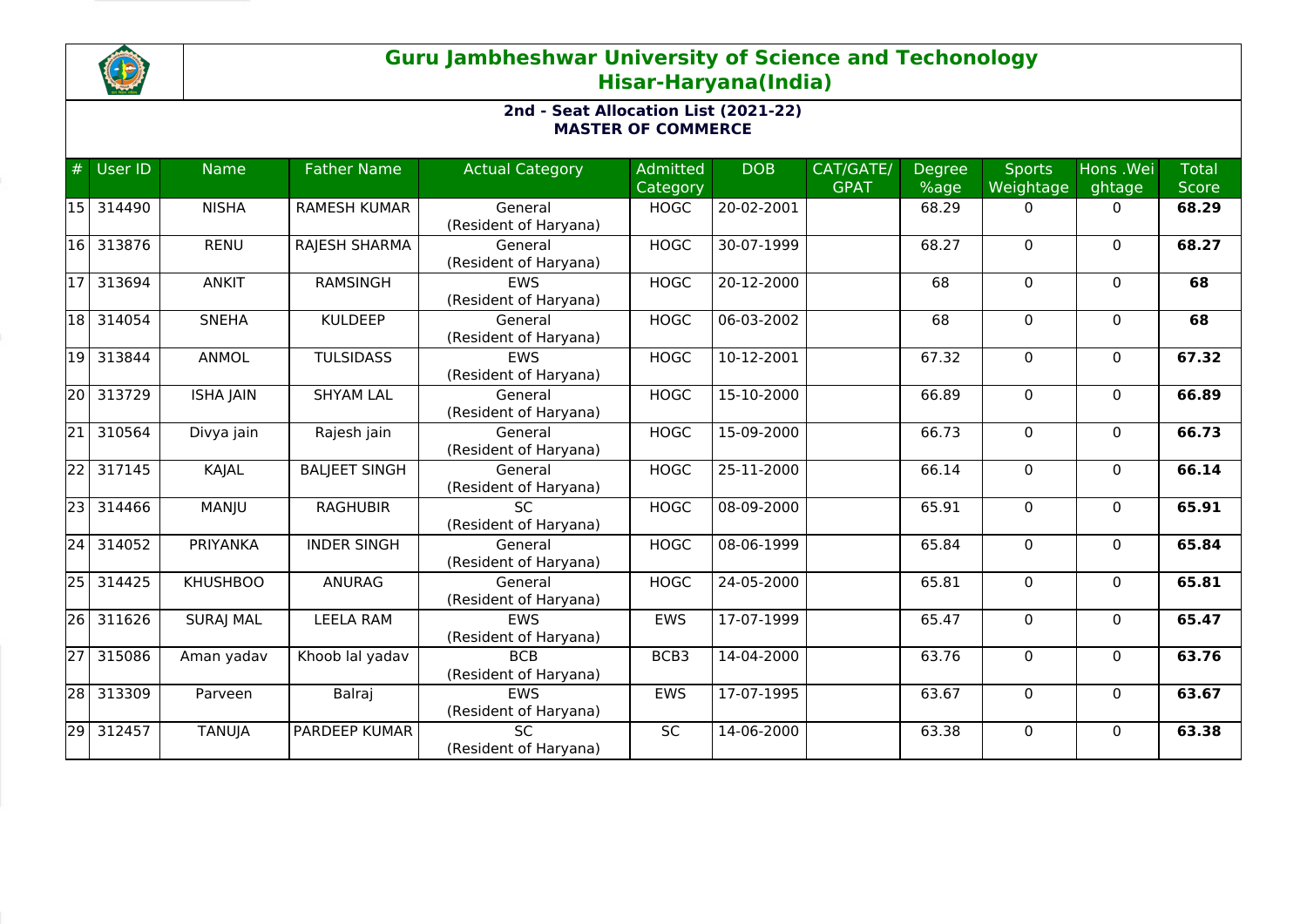# Guru Jambheshwar University of Science and Techonology
## Hisar-Haryana(India)

**2nd - Seat Allocation List (2021-22)**
**MASTER OF COMMERCE**

| # | User ID | Name | Father Name | Actual Category | Admitted Category | DOB | CAT/GATE/ GPAT | Degree %age | Sports Weightage | Hons .Weightage | Total Score |
|---|---|---|---|---|---|---|---|---|---|---|---|
| 15 | 314490 | NISHA | RAMESH KUMAR | General (Resident of Haryana) | HOGC | 20-02-2001 | | 68.29 | 0 | 0 | **68.29** |
| 16 | 313876 | RENU | RAJESH SHARMA | General (Resident of Haryana) | HOGC | 30-07-1999 | | 68.27 | 0 | 0 | **68.27** |
| 17 | 313694 | ANKIT | RAMSINGH | EWS (Resident of Haryana) | HOGC | 20-12-2000 | | 68 | 0 | 0 | **68** |
| 18 | 314054 | SNEHA | KULDEEP | General (Resident of Haryana) | HOGC | 06-03-2002 | | 68 | 0 | 0 | **68** |
| 19 | 313844 | ANMOL | TULSIDASS | EWS (Resident of Haryana) | HOGC | 10-12-2001 | | 67.32 | 0 | 0 | **67.32** |
| 20 | 313729 | ISHA JAIN | SHYAM LAL | General (Resident of Haryana) | HOGC | 15-10-2000 | | 66.89 | 0 | 0 | **66.89** |
| 21 | 310564 | Divya jain | Rajesh jain | General (Resident of Haryana) | HOGC | 15-09-2000 | | 66.73 | 0 | 0 | **66.73** |
| 22 | 317145 | KAJAL | BALJEET SINGH | General (Resident of Haryana) | HOGC | 25-11-2000 | | 66.14 | 0 | 0 | **66.14** |
| 23 | 314466 | MANJU | RAGHUBIR | SC (Resident of Haryana) | HOGC | 08-09-2000 | | 65.91 | 0 | 0 | **65.91** |
| 24 | 314052 | PRIYANKA | INDER SINGH | General (Resident of Haryana) | HOGC | 08-06-1999 | | 65.84 | 0 | 0 | **65.84** |
| 25 | 314425 | KHUSHBOO | ANURAG | General (Resident of Haryana) | HOGC | 24-05-2000 | | 65.81 | 0 | 0 | **65.81** |
| 26 | 311626 | SURAJ MAL | LEELA RAM | EWS (Resident of Haryana) | EWS | 17-07-1999 | | 65.47 | 0 | 0 | **65.47** |
| 27 | 315086 | Aman yadav | Khoob lal yadav | BCB (Resident of Haryana) | BCB3 | 14-04-2000 | | 63.76 | 0 | 0 | **63.76** |
| 28 | 313309 | Parveen | Balraj | EWS (Resident of Haryana) | EWS | 17-07-1995 | | 63.67 | 0 | 0 | **63.67** |
| 29 | 312457 | TANUJA | PARDEEP KUMAR | SC (Resident of Haryana) | SC | 14-06-2000 | | 63.38 | 0 | 0 | **63.38** |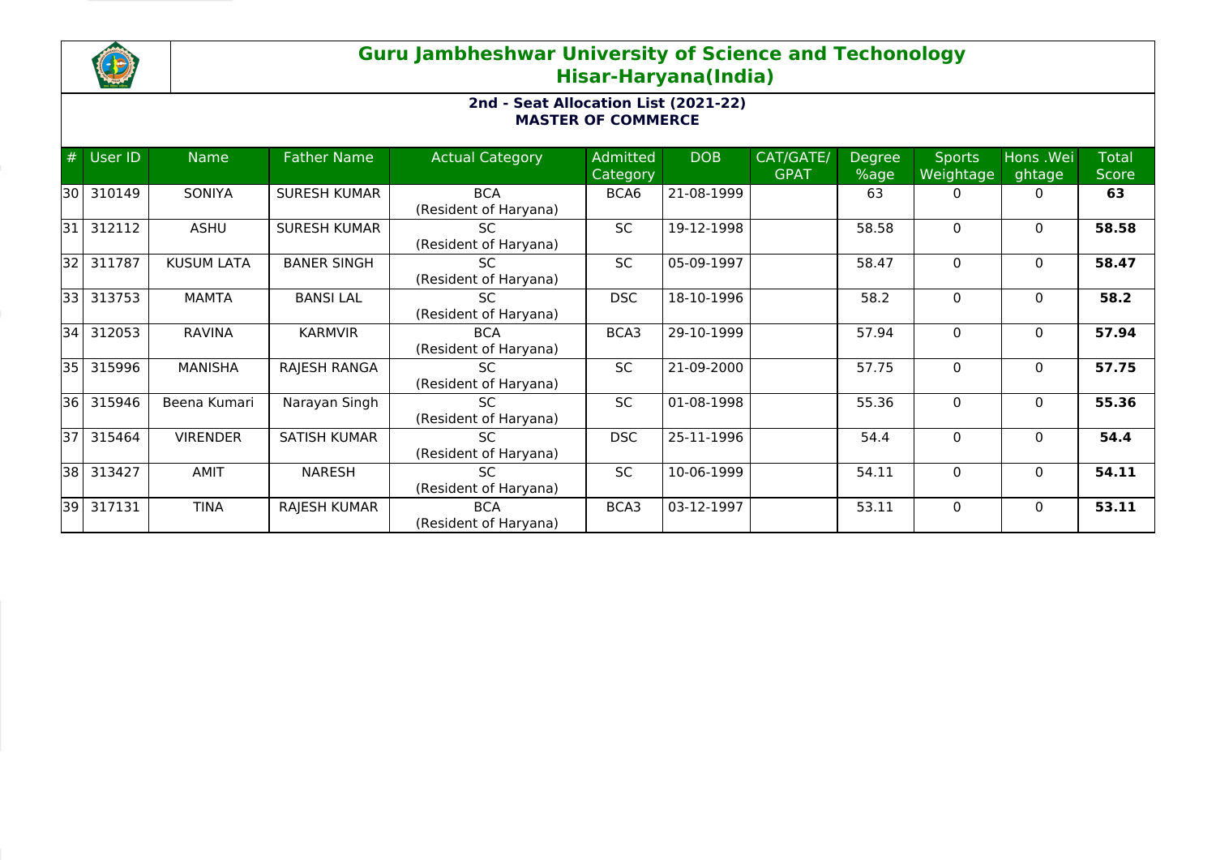# Guru Jambheshwar University of Science and Techonology
## Hisar-Haryana(India)

### 2nd - Seat Allocation List (2021-22)
### MASTER OF COMMERCE

| # | User ID | Name | Father Name | Actual Category | Admitted Category | DOB | CAT/GATE/ GPAT | Degree %age | Sports Weightage | Hons .Weightage | Total Score |
|---|---|---|---|---|---|---|---|---|---|---|---|
| 30 | 310149 | SONIYA | SURESH KUMAR | BCA (Resident of Haryana) | BCA6 | 21-08-1999 | | 63 | 0 | 0 | **63** |
| 31 | 312112 | ASHU | SURESH KUMAR | SC (Resident of Haryana) | SC | 19-12-1998 | | 58.58 | 0 | 0 | **58.58** |
| 32 | 311787 | KUSUM LATA | BANER SINGH | SC (Resident of Haryana) | SC | 05-09-1997 | | 58.47 | 0 | 0 | **58.47** |
| 33 | 313753 | MAMTA | BANSI LAL | SC (Resident of Haryana) | DSC | 18-10-1996 | | 58.2 | 0 | 0 | **58.2** |
| 34 | 312053 | RAVINA | KARMVIR | BCA (Resident of Haryana) | BCA3 | 29-10-1999 | | 57.94 | 0 | 0 | **57.94** |
| 35 | 315996 | MANISHA | RAJESH RANGA | SC (Resident of Haryana) | SC | 21-09-2000 | | 57.75 | 0 | 0 | **57.75** |
| 36 | 315946 | Beena Kumari | Narayan Singh | SC (Resident of Haryana) | SC | 01-08-1998 | | 55.36 | 0 | 0 | **55.36** |
| 37 | 315464 | VIRENDER | SATISH KUMAR | SC (Resident of Haryana) | DSC | 25-11-1996 | | 54.4 | 0 | 0 | **54.4** |
| 38 | 313427 | AMIT | NARESH | SC (Resident of Haryana) | SC | 10-06-1999 | | 54.11 | 0 | 0 | **54.11** |
| 39 | 317131 | TINA | RAJESH KUMAR | BCA (Resident of Haryana) | BCA3 | 03-12-1997 | | 53.11 | 0 | 0 | **53.11** |